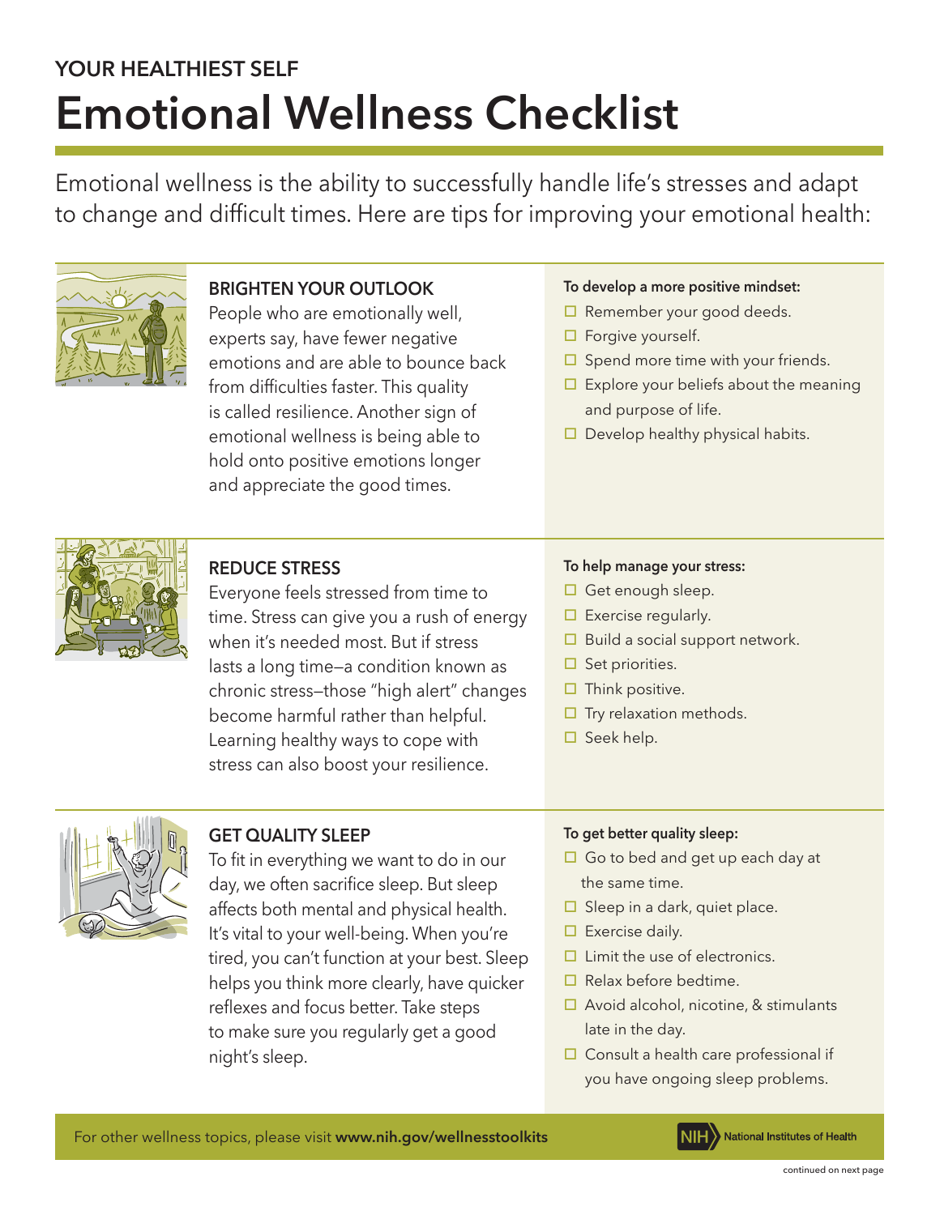YOUR HEALTHIEST SELF

# Emotional Wellness Checklist

Emotional wellness is the ability to successfully handle life's stresses and adapt to change and difficult times. Here are tips for improving your emotional health:

## BRIGHTEN YOUR OUTLOOK

People who are emotionally well, experts say, have fewer negative emotions and are able to bounce back from difficulties faster. This quality is called resilience. Another sign of emotional wellness is being able to hold onto positive emotions longer and appreciate the good times.

**To develop a more positive mindset:**

- ☐ Remember your good deeds.
- ☐ Forgive yourself.
- ☐ Spend more time with your friends.
- ☐ Explore your beliefs about the meaning and purpose of life.
- ☐ Develop healthy physical habits.

## REDUCE STRESS

Everyone feels stressed from time to time. Stress can give you a rush of energy when it's needed most. But if stress lasts a long time—a condition known as chronic stress—those "high alert" changes become harmful rather than helpful. Learning healthy ways to cope with stress can also boost your resilience.

**To help manage your stress:**

- ☐ Get enough sleep.
- ☐ Exercise regularly.
- ☐ Build a social support network.
- ☐ Set priorities.
- ☐ Think positive.
- ☐ Try relaxation methods.
- ☐ Seek help.

## GET QUALITY SLEEP

To fit in everything we want to do in our day, we often sacrifice sleep. But sleep affects both mental and physical health. It's vital to your well-being. When you're tired, you can't function at your best. Sleep helps you think more clearly, have quicker reflexes and focus better. Take steps to make sure you regularly get a good night's sleep.

**To get better quality sleep:**

- ☐ Go to bed and get up each day at the same time.
- ☐ Sleep in a dark, quiet place.
- ☐ Exercise daily.
- ☐ Limit the use of electronics.
- ☐ Relax before bedtime.
- ☐ Avoid alcohol, nicotine, & stimulants late in the day.
- ☐ Consult a health care professional if you have ongoing sleep problems.

For other wellness topics, please visit **www.nih.gov/wellnesstoolkits**

NIH National Institutes of Health

continued on next page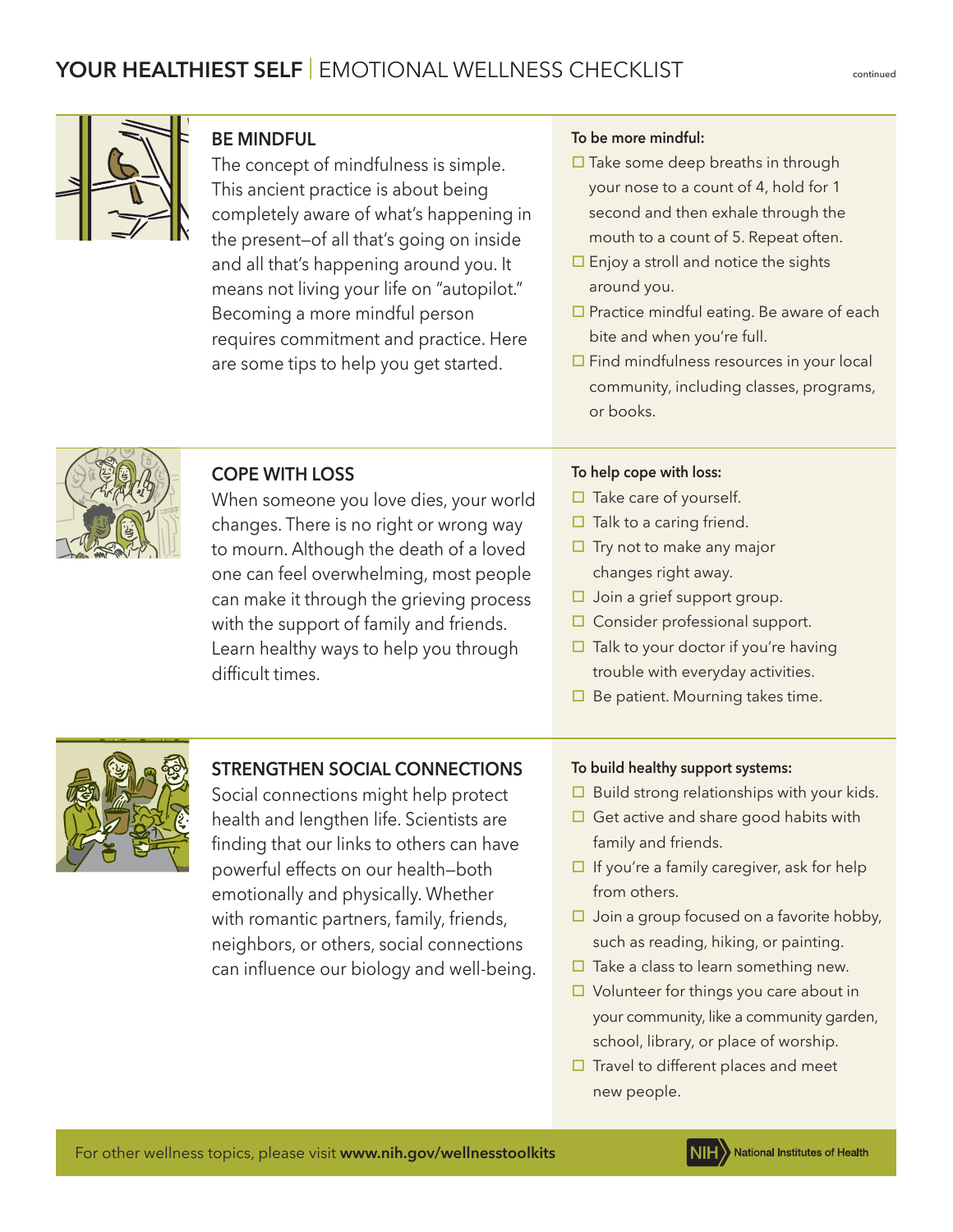# YOUR HEALTHIEST SELF | EMOTIONAL WELLNESS CHECKLIST

continued

## BE MINDFUL

The concept of mindfulness is simple. This ancient practice is about being completely aware of what's happening in the present—of all that's going on inside and all that's happening around you. It means not living your life on "autopilot." Becoming a more mindful person requires commitment and practice. Here are some tips to help you get started.

**To be more mindful:**

- ☐ Take some deep breaths in through your nose to a count of 4, hold for 1 second and then exhale through the mouth to a count of 5. Repeat often.
- ☐ Enjoy a stroll and notice the sights around you.
- ☐ Practice mindful eating. Be aware of each bite and when you're full.
- ☐ Find mindfulness resources in your local community, including classes, programs, or books.

## COPE WITH LOSS

When someone you love dies, your world changes. There is no right or wrong way to mourn. Although the death of a loved one can feel overwhelming, most people can make it through the grieving process with the support of family and friends. Learn healthy ways to help you through difficult times.

**To help cope with loss:**

- ☐ Take care of yourself.
- ☐ Talk to a caring friend.
- ☐ Try not to make any major changes right away.
- ☐ Join a grief support group.
- ☐ Consider professional support.
- ☐ Talk to your doctor if you're having trouble with everyday activities.
- ☐ Be patient. Mourning takes time.

## STRENGTHEN SOCIAL CONNECTIONS

Social connections might help protect health and lengthen life. Scientists are finding that our links to others can have powerful effects on our health—both emotionally and physically. Whether with romantic partners, family, friends, neighbors, or others, social connections can influence our biology and well-being.

**To build healthy support systems:**

- ☐ Build strong relationships with your kids.
- ☐ Get active and share good habits with family and friends.
- ☐ If you're a family caregiver, ask for help from others.
- ☐ Join a group focused on a favorite hobby, such as reading, hiking, or painting.
- ☐ Take a class to learn something new.
- ☐ Volunteer for things you care about in your community, like a community garden, school, library, or place of worship.
- ☐ Travel to different places and meet new people.

For other wellness topics, please visit **www.nih.gov/wellnesstoolkits**

NIH National Institutes of Health